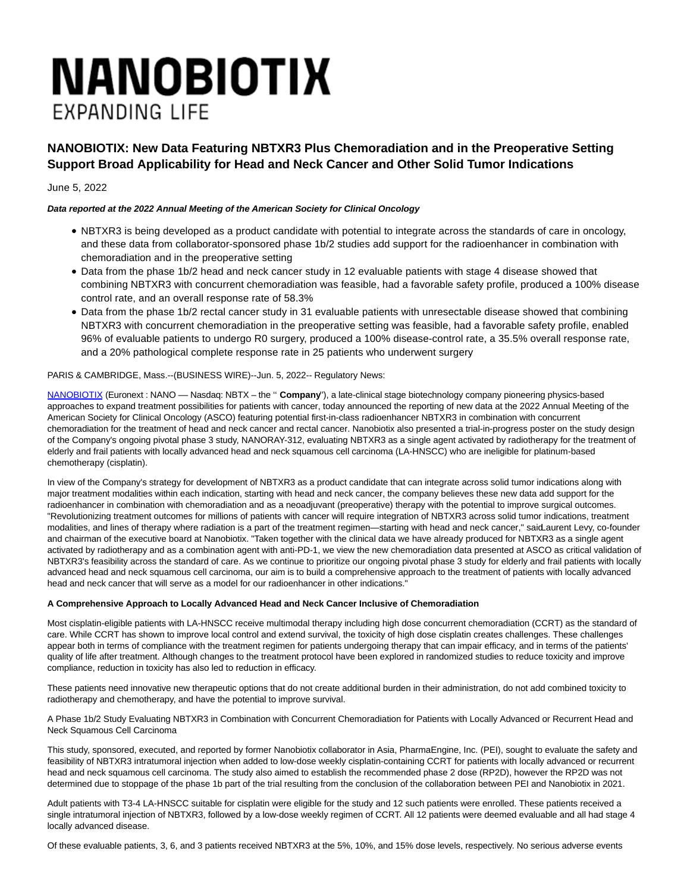# NANOBIOTIX

EXPANDING LIFE

## NANOBIOTIX: New Data Featuring NBTXR3 Plus Chemoradiation and in the Preoperative Setting Support Broad Applicability for Head and Neck Cancer and Other Solid Tumor Indications

June 5, 2022

***Data reported at the 2022 Annual Meeting of the American Society for Clinical Oncology***

- NBTXR3 is being developed as a product candidate with potential to integrate across the standards of care in oncology, and these data from collaborator-sponsored phase 1b/2 studies add support for the radioenhancer in combination with chemoradiation and in the preoperative setting
- Data from the phase 1b/2 head and neck cancer study in 12 evaluable patients with stage 4 disease showed that combining NBTXR3 with concurrent chemoradiation was feasible, had a favorable safety profile, produced a 100% disease control rate, and an overall response rate of 58.3%
- Data from the phase 1b/2 rectal cancer study in 31 evaluable patients with unresectable disease showed that combining NBTXR3 with concurrent chemoradiation in the preoperative setting was feasible, had a favorable safety profile, enabled 96% of evaluable patients to undergo R0 surgery, produced a 100% disease-control rate, a 35.5% overall response rate, and a 20% pathological complete response rate in 25 patients who underwent surgery

PARIS & CAMBRIDGE, Mass.--(BUSINESS WIRE)--Jun. 5, 2022-- Regulatory News:

NANOBIOTIX (Euronext : NANO — Nasdaq: NBTX – the " **Company**"), a late-clinical stage biotechnology company pioneering physics-based approaches to expand treatment possibilities for patients with cancer, today announced the reporting of new data at the 2022 Annual Meeting of the American Society for Clinical Oncology (ASCO) featuring potential first-in-class radioenhancer NBTXR3 in combination with concurrent chemoradiation for the treatment of head and neck cancer and rectal cancer. Nanobiotix also presented a trial-in-progress poster on the study design of the Company's ongoing pivotal phase 3 study, NANORAY-312, evaluating NBTXR3 as a single agent activated by radiotherapy for the treatment of elderly and frail patients with locally advanced head and neck squamous cell carcinoma (LA-HNSCC) who are ineligible for platinum-based chemotherapy (cisplatin).

In view of the Company's strategy for development of NBTXR3 as a product candidate that can integrate across solid tumor indications along with major treatment modalities within each indication, starting with head and neck cancer, the company believes these new data add support for the radioenhancer in combination with chemoradiation and as a neoadjuvant (preoperative) therapy with the potential to improve surgical outcomes. "Revolutionizing treatment outcomes for millions of patients with cancer will require integration of NBTXR3 across solid tumor indications, treatment modalities, and lines of therapy where radiation is a part of the treatment regimen—starting with head and neck cancer," said Laurent Levy, co-founder and chairman of the executive board at Nanobiotix. "Taken together with the clinical data we have already produced for NBTXR3 as a single agent activated by radiotherapy and as a combination agent with anti-PD-1, we view the new chemoradiation data presented at ASCO as critical validation of NBTXR3's feasibility across the standard of care. As we continue to prioritize our ongoing pivotal phase 3 study for elderly and frail patients with locally advanced head and neck squamous cell carcinoma, our aim is to build a comprehensive approach to the treatment of patients with locally advanced head and neck cancer that will serve as a model for our radioenhancer in other indications."

**A Comprehensive Approach to Locally Advanced Head and Neck Cancer Inclusive of Chemoradiation**

Most cisplatin-eligible patients with LA-HNSCC receive multimodal therapy including high dose concurrent chemoradiation (CCRT) as the standard of care. While CCRT has shown to improve local control and extend survival, the toxicity of high dose cisplatin creates challenges. These challenges appear both in terms of compliance with the treatment regimen for patients undergoing therapy that can impair efficacy, and in terms of the patients' quality of life after treatment. Although changes to the treatment protocol have been explored in randomized studies to reduce toxicity and improve compliance, reduction in toxicity has also led to reduction in efficacy.

These patients need innovative new therapeutic options that do not create additional burden in their administration, do not add combined toxicity to radiotherapy and chemotherapy, and have the potential to improve survival.

A Phase 1b/2 Study Evaluating NBTXR3 in Combination with Concurrent Chemoradiation for Patients with Locally Advanced or Recurrent Head and Neck Squamous Cell Carcinoma

This study, sponsored, executed, and reported by former Nanobiotix collaborator in Asia, PharmaEngine, Inc. (PEI), sought to evaluate the safety and feasibility of NBTXR3 intratumoral injection when added to low-dose weekly cisplatin-containing CCRT for patients with locally advanced or recurrent head and neck squamous cell carcinoma. The study also aimed to establish the recommended phase 2 dose (RP2D), however the RP2D was not determined due to stoppage of the phase 1b part of the trial resulting from the conclusion of the collaboration between PEI and Nanobiotix in 2021.

Adult patients with T3-4 LA-HNSCC suitable for cisplatin were eligible for the study and 12 such patients were enrolled. These patients received a single intratumoral injection of NBTXR3, followed by a low-dose weekly regimen of CCRT. All 12 patients were deemed evaluable and all had stage 4 locally advanced disease.

Of these evaluable patients, 3, 6, and 3 patients received NBTXR3 at the 5%, 10%, and 15% dose levels, respectively. No serious adverse events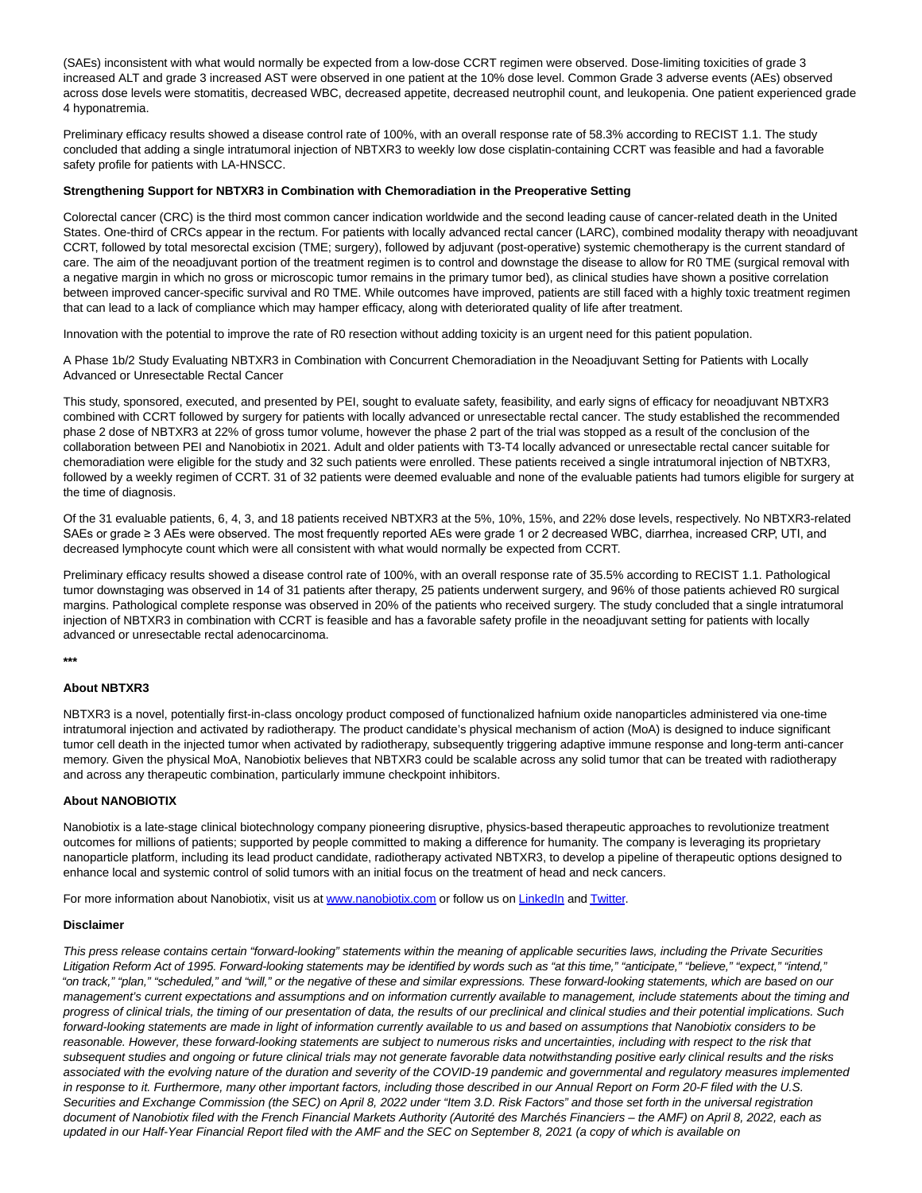(SAEs) inconsistent with what would normally be expected from a low-dose CCRT regimen were observed. Dose-limiting toxicities of grade 3 increased ALT and grade 3 increased AST were observed in one patient at the 10% dose level. Common Grade 3 adverse events (AEs) observed across dose levels were stomatitis, decreased WBC, decreased appetite, decreased neutrophil count, and leukopenia. One patient experienced grade 4 hyponatremia.

Preliminary efficacy results showed a disease control rate of 100%, with an overall response rate of 58.3% according to RECIST 1.1. The study concluded that adding a single intratumoral injection of NBTXR3 to weekly low dose cisplatin-containing CCRT was feasible and had a favorable safety profile for patients with LA-HNSCC.

**Strengthening Support for NBTXR3 in Combination with Chemoradiation in the Preoperative Setting**

Colorectal cancer (CRC) is the third most common cancer indication worldwide and the second leading cause of cancer-related death in the United States. One-third of CRCs appear in the rectum. For patients with locally advanced rectal cancer (LARC), combined modality therapy with neoadjuvant CCRT, followed by total mesorectal excision (TME; surgery), followed by adjuvant (post-operative) systemic chemotherapy is the current standard of care. The aim of the neoadjuvant portion of the treatment regimen is to control and downstage the disease to allow for R0 TME (surgical removal with a negative margin in which no gross or microscopic tumor remains in the primary tumor bed), as clinical studies have shown a positive correlation between improved cancer-specific survival and R0 TME. While outcomes have improved, patients are still faced with a highly toxic treatment regimen that can lead to a lack of compliance which may hamper efficacy, along with deteriorated quality of life after treatment.

Innovation with the potential to improve the rate of R0 resection without adding toxicity is an urgent need for this patient population.

A Phase 1b/2 Study Evaluating NBTXR3 in Combination with Concurrent Chemoradiation in the Neoadjuvant Setting for Patients with Locally Advanced or Unresectable Rectal Cancer

This study, sponsored, executed, and presented by PEI, sought to evaluate safety, feasibility, and early signs of efficacy for neoadjuvant NBTXR3 combined with CCRT followed by surgery for patients with locally advanced or unresectable rectal cancer. The study established the recommended phase 2 dose of NBTXR3 at 22% of gross tumor volume, however the phase 2 part of the trial was stopped as a result of the conclusion of the collaboration between PEI and Nanobiotix in 2021. Adult and older patients with T3-T4 locally advanced or unresectable rectal cancer suitable for chemoradiation were eligible for the study and 32 such patients were enrolled. These patients received a single intratumoral injection of NBTXR3, followed by a weekly regimen of CCRT. 31 of 32 patients were deemed evaluable and none of the evaluable patients had tumors eligible for surgery at the time of diagnosis.

Of the 31 evaluable patients, 6, 4, 3, and 18 patients received NBTXR3 at the 5%, 10%, 15%, and 22% dose levels, respectively. No NBTXR3-related SAEs or grade ≥ 3 AEs were observed. The most frequently reported AEs were grade 1 or 2 decreased WBC, diarrhea, increased CRP, UTI, and decreased lymphocyte count which were all consistent with what would normally be expected from CCRT.

Preliminary efficacy results showed a disease control rate of 100%, with an overall response rate of 35.5% according to RECIST 1.1. Pathological tumor downstaging was observed in 14 of 31 patients after therapy, 25 patients underwent surgery, and 96% of those patients achieved R0 surgical margins. Pathological complete response was observed in 20% of the patients who received surgery. The study concluded that a single intratumoral injection of NBTXR3 in combination with CCRT is feasible and has a favorable safety profile in the neoadjuvant setting for patients with locally advanced or unresectable rectal adenocarcinoma.

**\*\*\***

**About NBTXR3**

NBTXR3 is a novel, potentially first-in-class oncology product composed of functionalized hafnium oxide nanoparticles administered via one-time intratumoral injection and activated by radiotherapy. The product candidate's physical mechanism of action (MoA) is designed to induce significant tumor cell death in the injected tumor when activated by radiotherapy, subsequently triggering adaptive immune response and long-term anti-cancer memory. Given the physical MoA, Nanobiotix believes that NBTXR3 could be scalable across any solid tumor that can be treated with radiotherapy and across any therapeutic combination, particularly immune checkpoint inhibitors.

**About NANOBIOTIX**

Nanobiotix is a late-stage clinical biotechnology company pioneering disruptive, physics-based therapeutic approaches to revolutionize treatment outcomes for millions of patients; supported by people committed to making a difference for humanity. The company is leveraging its proprietary nanoparticle platform, including its lead product candidate, radiotherapy activated NBTXR3, to develop a pipeline of therapeutic options designed to enhance local and systemic control of solid tumors with an initial focus on the treatment of head and neck cancers.

For more information about Nanobiotix, visit us at [www.nanobiotix.com](www.nanobiotix.com) or follow us on [LinkedIn]() and [Twitter]().

**Disclaimer**

*This press release contains certain "forward-looking" statements within the meaning of applicable securities laws, including the Private Securities Litigation Reform Act of 1995. Forward-looking statements may be identified by words such as "at this time," "anticipate," "believe," "expect," "intend," "on track," "plan," "scheduled," and "will," or the negative of these and similar expressions. These forward-looking statements, which are based on our management's current expectations and assumptions and on information currently available to management, include statements about the timing and progress of clinical trials, the timing of our presentation of data, the results of our preclinical and clinical studies and their potential implications. Such forward-looking statements are made in light of information currently available to us and based on assumptions that Nanobiotix considers to be reasonable. However, these forward-looking statements are subject to numerous risks and uncertainties, including with respect to the risk that subsequent studies and ongoing or future clinical trials may not generate favorable data notwithstanding positive early clinical results and the risks associated with the evolving nature of the duration and severity of the COVID-19 pandemic and governmental and regulatory measures implemented in response to it. Furthermore, many other important factors, including those described in our Annual Report on Form 20-F filed with the U.S. Securities and Exchange Commission (the SEC) on April 8, 2022 under "Item 3.D. Risk Factors" and those set forth in the universal registration document of Nanobiotix filed with the French Financial Markets Authority (Autorité des Marchés Financiers – the AMF) on April 8, 2022, each as updated in our Half-Year Financial Report filed with the AMF and the SEC on September 8, 2021 (a copy of which is available on*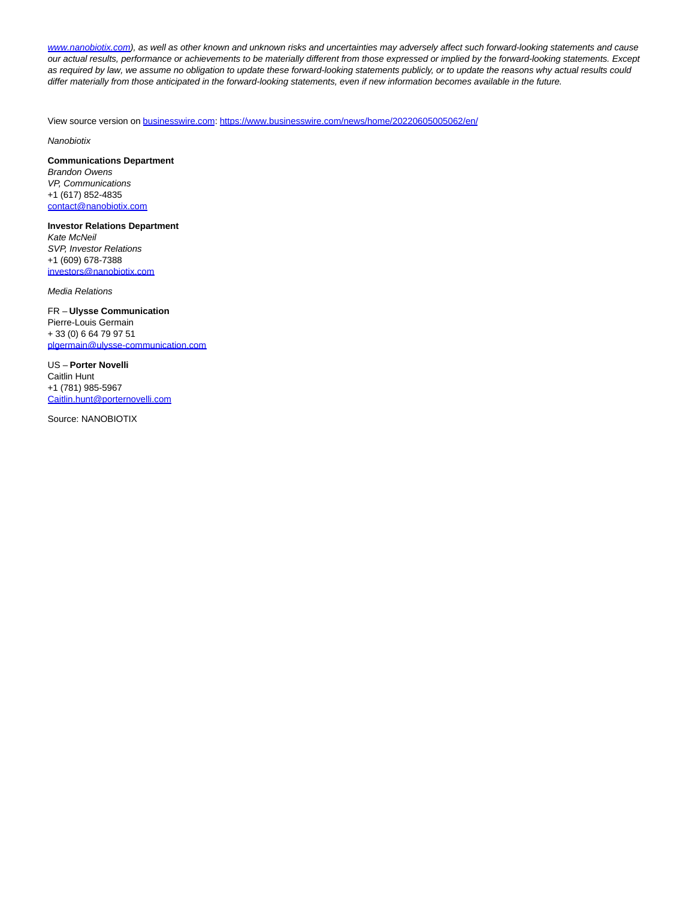*[www.nanobiotix.com](http://www.nanobiotix.com)), as well as other known and unknown risks and uncertainties may adversely affect such forward-looking statements and cause our actual results, performance or achievements to be materially different from those expressed or implied by the forward-looking statements. Except as required by law, we assume no obligation to update these forward-looking statements publicly, or to update the reasons why actual results could differ materially from those anticipated in the forward-looking statements, even if new information becomes available in the future.*

View source version on businesswire.com: https://www.businesswire.com/news/home/20220605005062/en/

*Nanobiotix*

**Communications Department**
*Brandon Owens*
*VP, Communications*
+1 (617) 852-4835
contact@nanobiotix.com

**Investor Relations Department**
*Kate McNeil*
*SVP, Investor Relations*
+1 (609) 678-7388
investors@nanobiotix.com

*Media Relations*

FR – **Ulysse Communication**
Pierre-Louis Germain
+ 33 (0) 6 64 79 97 51
plgermain@ulysse-communication.com

US – **Porter Novelli**
Caitlin Hunt
+1 (781) 985-5967
Caitlin.hunt@porternovelli.com

Source: NANOBIOTIX